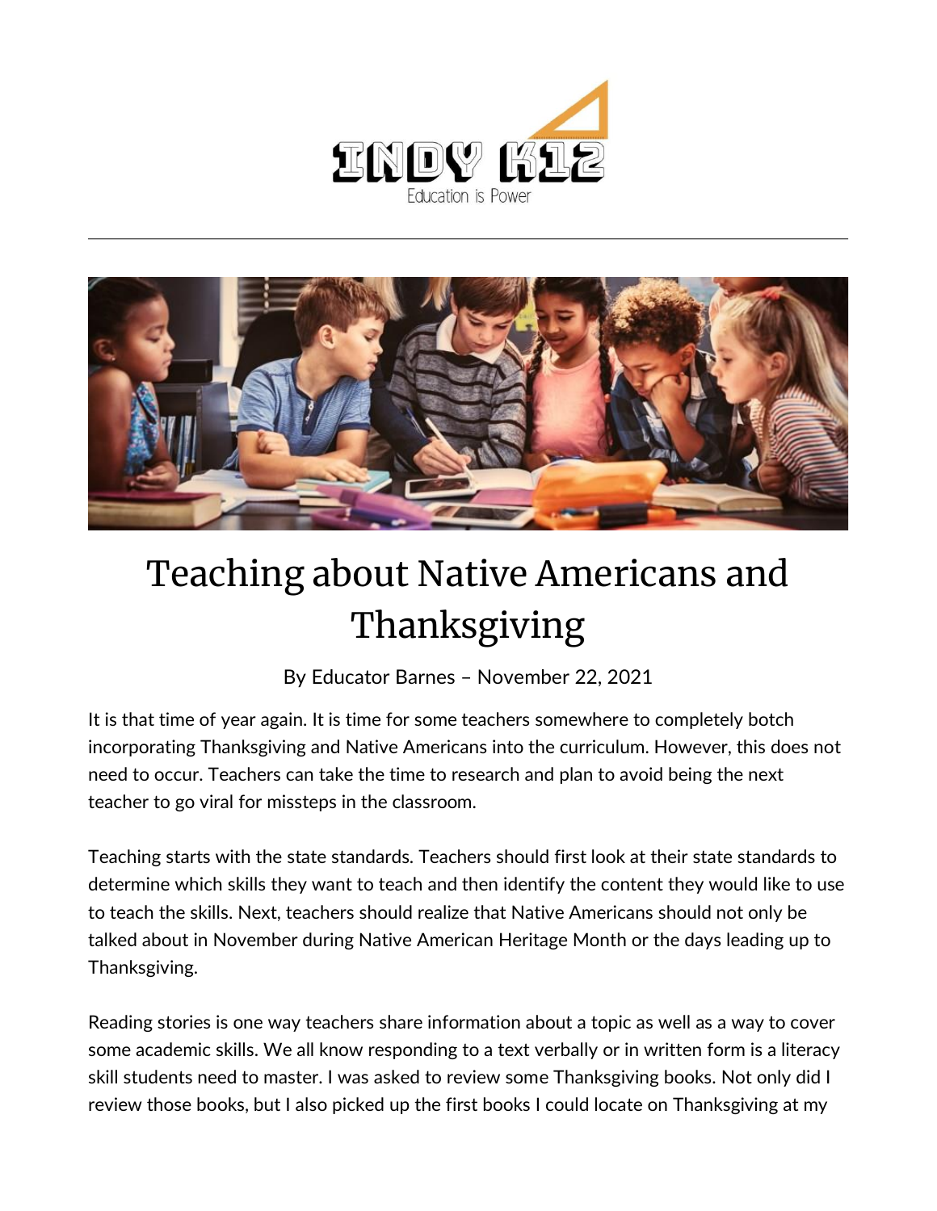# Teaching about Native Americans and Thanksgiving

By Educator Barnes – November 22, 2021

It is that time of year again. It is time for some teachers somewhere to completely botch incorporating Thanksgiving and Native Americans into the curriculum. However, this does not need to occur. Teachers can take the time to research and plan to avoid being the next teacher to go viral for missteps in the classroom.

Teaching starts with the state standards. Teachers should first look at their state standards to determine which skills they want to teach and then identify the content they would like to use to teach the skills. Next, teachers should realize that Native Americans should not only be talked about in November during Native American Heritage Month or the days leading up to Thanksgiving.

Reading stories is one way teachers share information about a topic as well as a way to cover some academic skills. We all know responding to a text verbally or in written form is a literacy skill students need to master. I was asked to review some Thanksgiving books. Not only did I review those books, but I also picked up the first books I could locate on Thanksgiving at my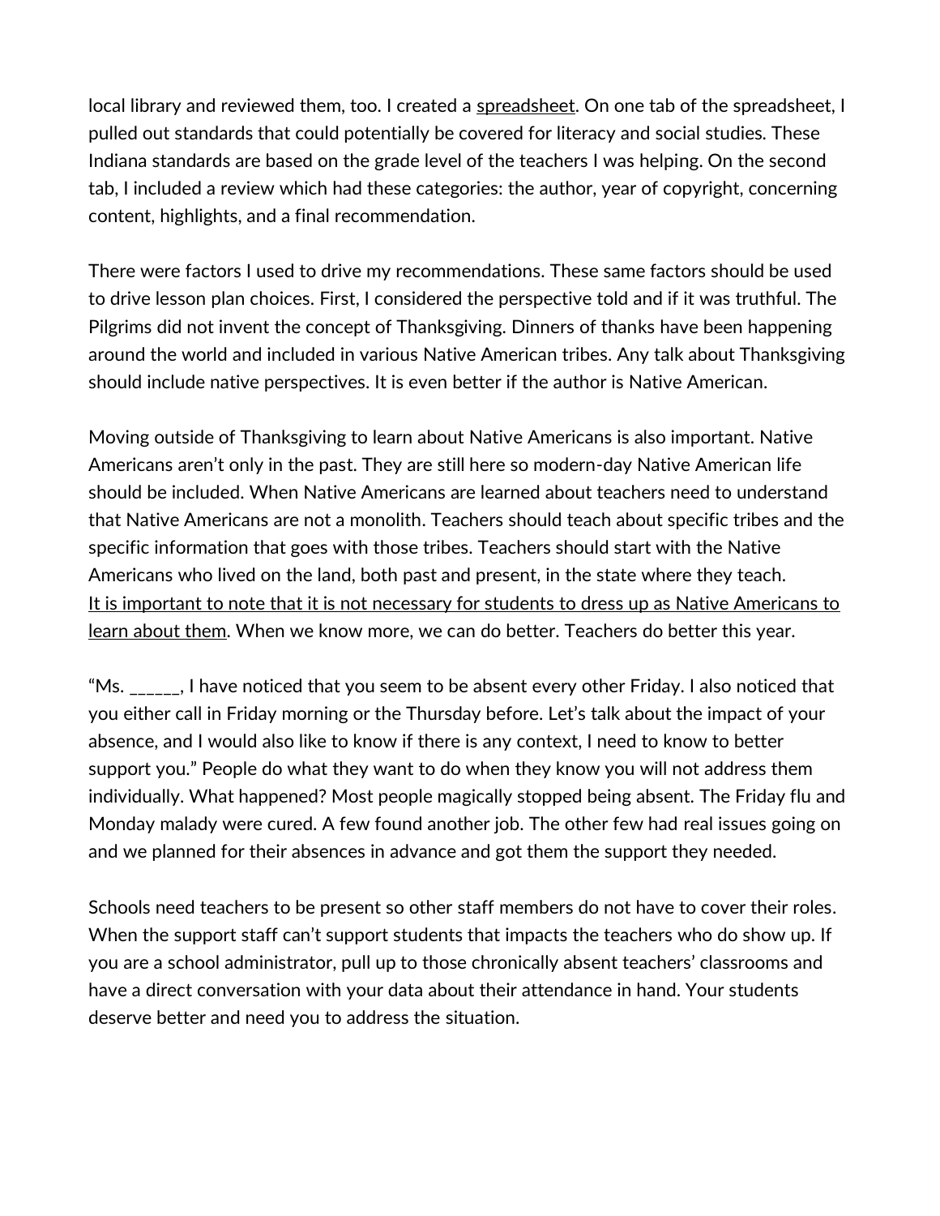local library and reviewed them, too. I created a spreadsheet. On one tab of the spreadsheet, I pulled out standards that could potentially be covered for literacy and social studies. These Indiana standards are based on the grade level of the teachers I was helping. On the second tab, I included a review which had these categories: the author, year of copyright, concerning content, highlights, and a final recommendation.

There were factors I used to drive my recommendations. These same factors should be used to drive lesson plan choices. First, I considered the perspective told and if it was truthful. The Pilgrims did not invent the concept of Thanksgiving. Dinners of thanks have been happening around the world and included in various Native American tribes. Any talk about Thanksgiving should include native perspectives. It is even better if the author is Native American.

Moving outside of Thanksgiving to learn about Native Americans is also important. Native Americans aren't only in the past. They are still here so modern-day Native American life should be included. When Native Americans are learned about teachers need to understand that Native Americans are not a monolith. Teachers should teach about specific tribes and the specific information that goes with those tribes. Teachers should start with the Native Americans who lived on the land, both past and present, in the state where they teach. It is important to note that it is not necessary for students to dress up as Native Americans to learn about them. When we know more, we can do better. Teachers do better this year.

"Ms. ______, I have noticed that you seem to be absent every other Friday. I also noticed that you either call in Friday morning or the Thursday before. Let's talk about the impact of your absence, and I would also like to know if there is any context, I need to know to better support you." People do what they want to do when they know you will not address them individually. What happened? Most people magically stopped being absent. The Friday flu and Monday malady were cured. A few found another job. The other few had real issues going on and we planned for their absences in advance and got them the support they needed.

Schools need teachers to be present so other staff members do not have to cover their roles. When the support staff can't support students that impacts the teachers who do show up. If you are a school administrator, pull up to those chronically absent teachers' classrooms and have a direct conversation with your data about their attendance in hand. Your students deserve better and need you to address the situation.